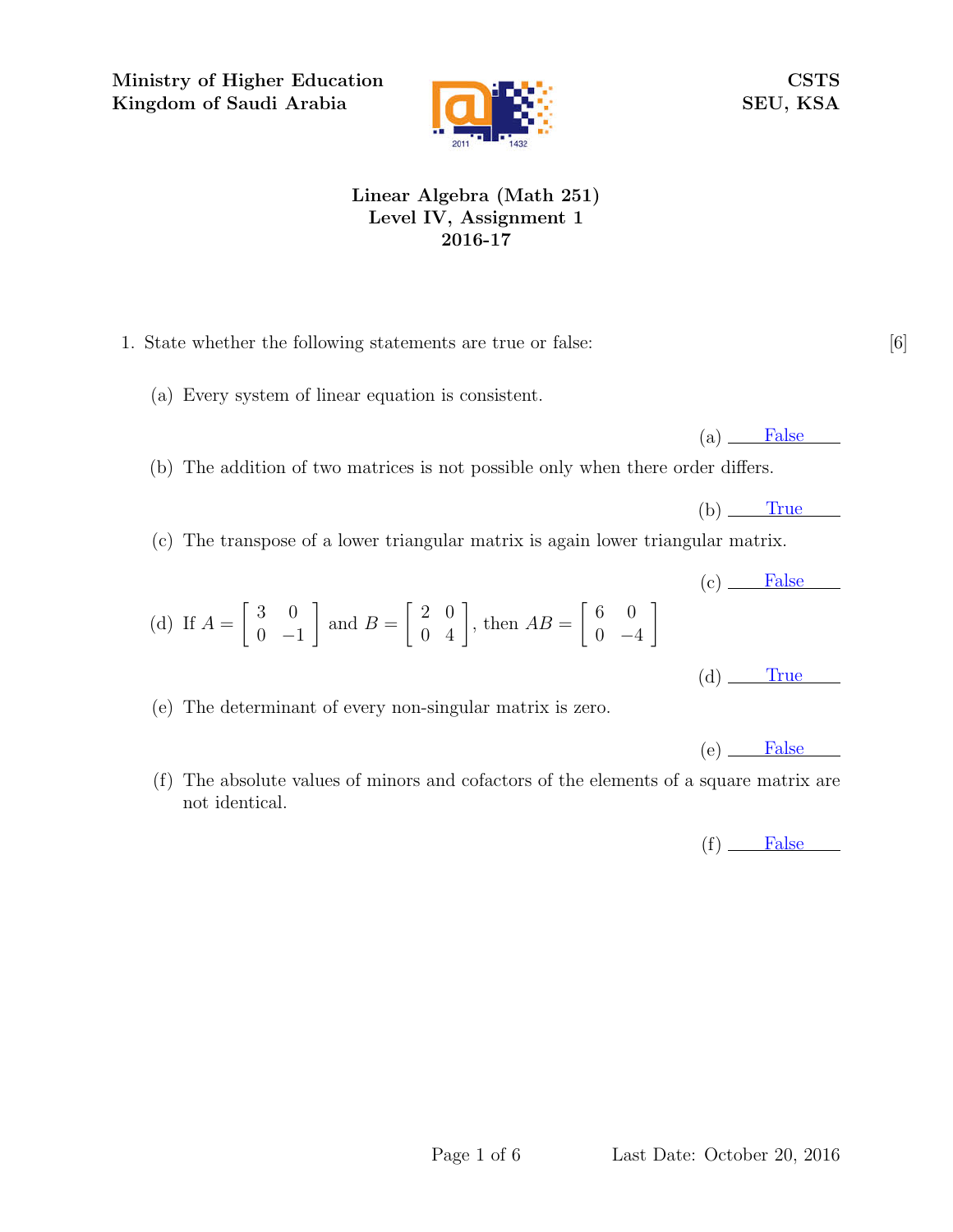Ministry of Higher Education
Kingdom of Saudi Arabia

CSTS
SEU, KSA

# Linear Algebra (Math 251)
## Level IV, Assignment 1
## 2016-17

1. State whether the following statements are true or false: [6]

   (a) Every system of linear equation is consistent.

   (a) False

   (b) The addition of two matrices is not possible only when there order differs.

   (b) True

   (c) The transpose of a lower triangular matrix is again lower triangular matrix.

   (c) False

   (d) If $A = \begin{bmatrix} 3 & 0 \\ 0 & -1 \end{bmatrix}$ and $B = \begin{bmatrix} 2 & 0 \\ 0 & 4 \end{bmatrix}$, then $AB = \begin{bmatrix} 6 & 0 \\ 0 & -4 \end{bmatrix}$

   (d) True

   (e) The determinant of every non-singular matrix is zero.

   (e) False

   (f) The absolute values of minors and cofactors of the elements of a square matrix are not identical.

   (f) False

Last Date: October 20, 2016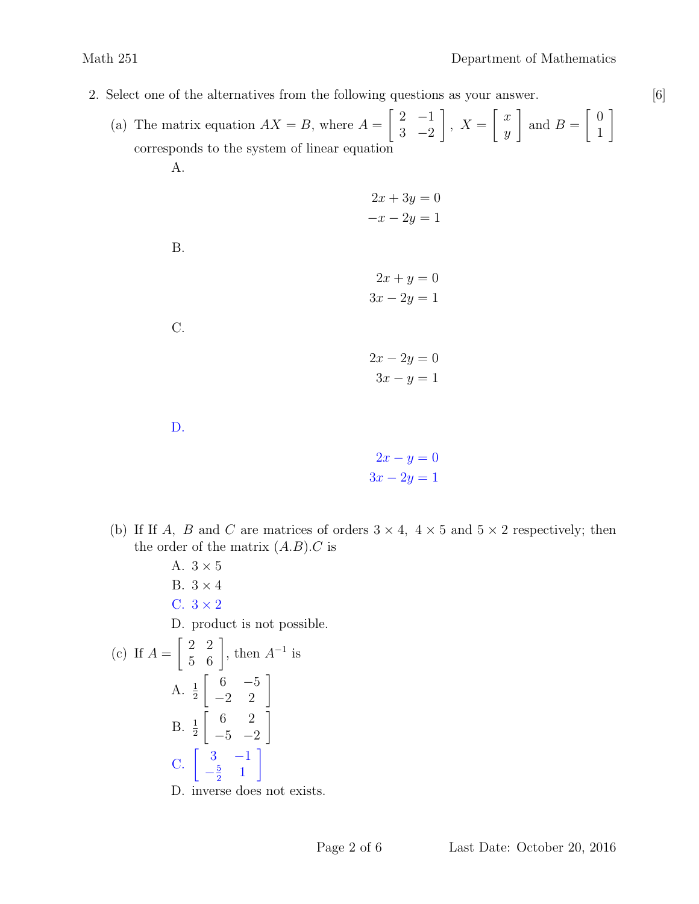2. Select one of the alternatives from the following questions as your answer. [6]

(a) The matrix equation $AX = B$, where $A = \begin{bmatrix} 2 & -1 \\ 3 & -2 \end{bmatrix}$, $X = \begin{bmatrix} x \\ y \end{bmatrix}$ and $B = \begin{bmatrix} 0 \\ 1 \end{bmatrix}$ corresponds to the system of linear equation

A.

$$\begin{aligned} 2x + 3y &= 0 \\ -x - 2y &= 1 \end{aligned}$$

B.

$$\begin{aligned} 2x + y &= 0 \\ 3x - 2y &= 1 \end{aligned}$$

C.

$$\begin{aligned} 2x - 2y &= 0 \\ 3x - y &= 1 \end{aligned}$$

D.

$$\begin{aligned} 2x - y &= 0 \\ 3x - 2y &= 1 \end{aligned}$$

(b) If If $A$, $B$ and $C$ are matrices of orders $3 \times 4$, $4 \times 5$ and $5 \times 2$ respectively; then the order of the matrix $(A.B).C$ is

A. $3 \times 5$

B. $3 \times 4$

C. $3 \times 2$

D. product is not possible.

(c) If $A = \begin{bmatrix} 2 & 2 \\ 5 & 6 \end{bmatrix}$, then $A^{-1}$ is

A. $\frac{1}{2} \begin{bmatrix} 6 & -5 \\ -2 & 2 \end{bmatrix}$

B. $\frac{1}{2} \begin{bmatrix} 6 & 2 \\ -5 & -2 \end{bmatrix}$

C. $\begin{bmatrix} 3 & -1 \\ -\frac{5}{2} & 1 \end{bmatrix}$

D. inverse does not exists.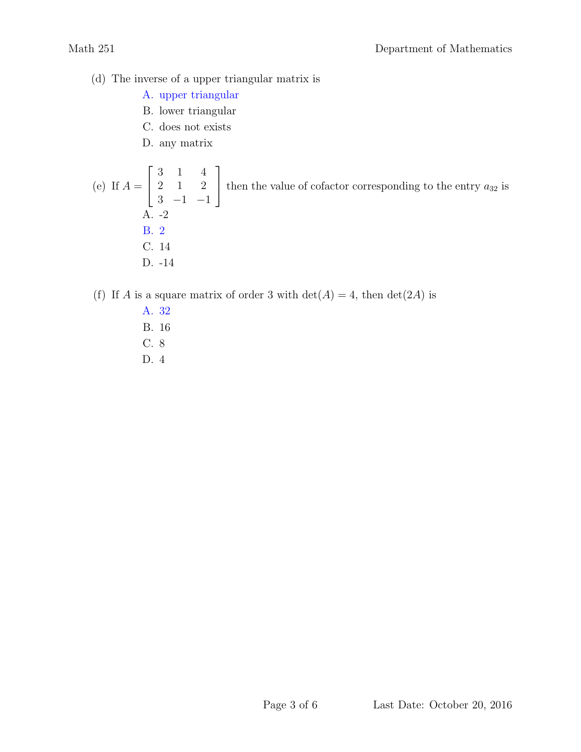(d) The inverse of a upper triangular matrix is

- A. upper triangular
- B. lower triangular
- C. does not exists
- D. any matrix

(e) If $A = \begin{bmatrix} 3 & 1 & 4 \\ 2 & 1 & 2 \\ 3 & -1 & -1 \end{bmatrix}$ then the value of cofactor corresponding to the entry $a_{32}$ is

- A. -2
- B. 2
- C. 14
- D. -14

(f) If $A$ is a square matrix of order 3 with $\det(A) = 4$, then $\det(2A)$ is

- A. 32
- B. 16
- C. 8
- D. 4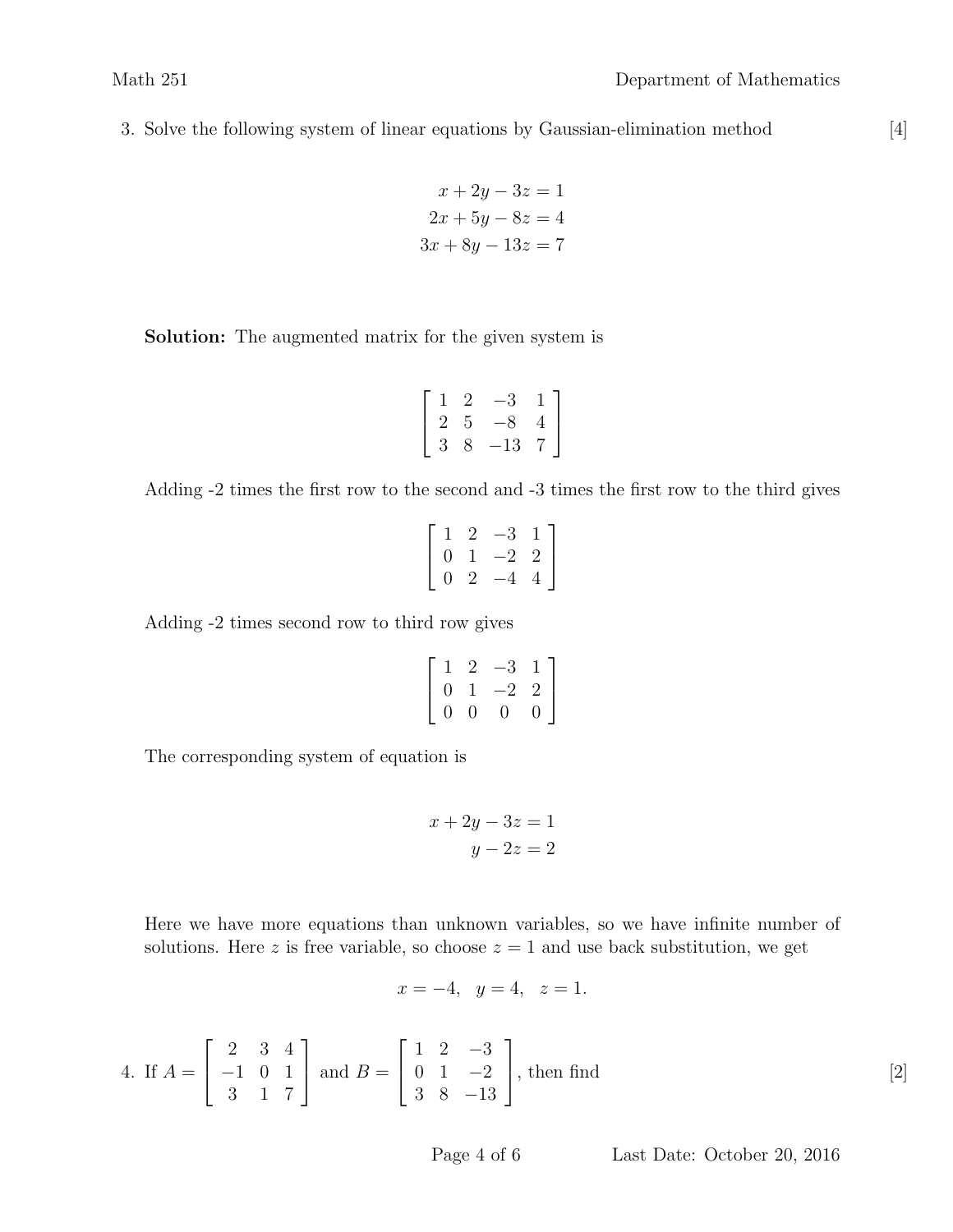3. Solve the following system of linear equations by Gaussian-elimination method [4]

$$
\begin{aligned}
x + 2y - 3z &= 1 \\
2x + 5y - 8z &= 4 \\
3x + 8y - 13z &= 7
\end{aligned}
$$

**Solution:** The augmented matrix for the given system is

$$
\begin{bmatrix} 1 & 2 & -3 & 1 \\ 2 & 5 & -8 & 4 \\ 3 & 8 & -13 & 7 \end{bmatrix}
$$

Adding -2 times the first row to the second and -3 times the first row to the third gives

$$
\begin{bmatrix} 1 & 2 & -3 & 1 \\ 0 & 1 & -2 & 2 \\ 0 & 2 & -4 & 4 \end{bmatrix}
$$

Adding -2 times second row to third row gives

$$
\begin{bmatrix} 1 & 2 & -3 & 1 \\ 0 & 1 & -2 & 2 \\ 0 & 0 & 0 & 0 \end{bmatrix}
$$

The corresponding system of equation is

$$
\begin{aligned}
x + 2y - 3z &= 1 \\
y - 2z &= 2
\end{aligned}
$$

Here we have more equations than unknown variables, so we have infinite number of solutions. Here $z$ is free variable, so choose $z = 1$ and use back substitution, we get

$$
x = -4, \quad y = 4, \quad z = 1.
$$

4. If $A = \begin{bmatrix} 2 & 3 & 4 \\ -1 & 0 & 1 \\ 3 & 1 & 7 \end{bmatrix}$ and $B = \begin{bmatrix} 1 & 2 & -3 \\ 0 & 1 & -2 \\ 3 & 8 & -13 \end{bmatrix}$, then find [2]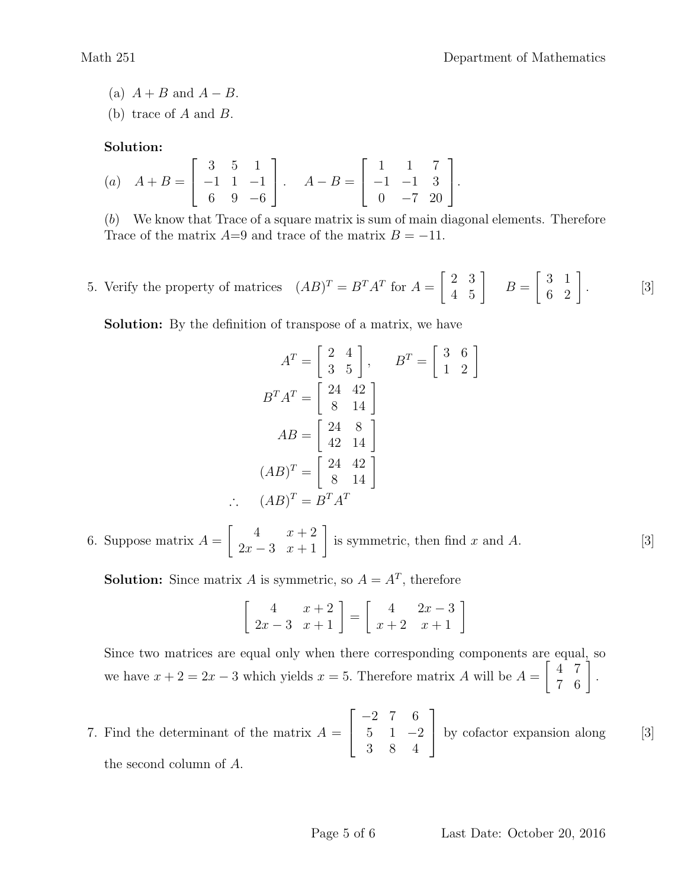(a) $A + B$ and $A - B$.

(b) trace of $A$ and $B$.

**Solution:**

$(a)\quad A + B = \begin{bmatrix} 3 & 5 & 1 \\ -1 & 1 & -1 \\ 6 & 9 & -6 \end{bmatrix}. \quad A - B = \begin{bmatrix} 1 & 1 & 7 \\ -1 & -1 & 3 \\ 0 & -7 & 20 \end{bmatrix}.$

$(b)$ We know that Trace of a square matrix is sum of main diagonal elements. Therefore Trace of the matrix $A$=9 and trace of the matrix $B = -11$.

5. Verify the property of matrices $(AB)^T = B^T A^T$ for $A = \begin{bmatrix} 2 & 3 \\ 4 & 5 \end{bmatrix}$ $B = \begin{bmatrix} 3 & 1 \\ 6 & 2 \end{bmatrix}$. [3]

**Solution:** By the definition of transpose of a matrix, we have

$$A^T = \begin{bmatrix} 2 & 4 \\ 3 & 5 \end{bmatrix}, \qquad B^T = \begin{bmatrix} 3 & 6 \\ 1 & 2 \end{bmatrix}$$

$$B^T A^T = \begin{bmatrix} 24 & 42 \\ 8 & 14 \end{bmatrix}$$

$$AB = \begin{bmatrix} 24 & 8 \\ 42 & 14 \end{bmatrix}$$

$$(AB)^T = \begin{bmatrix} 24 & 42 \\ 8 & 14 \end{bmatrix}$$

$$\therefore \quad (AB)^T = B^T A^T$$

6. Suppose matrix $A = \begin{bmatrix} 4 & x+2 \\ 2x-3 & x+1 \end{bmatrix}$ is symmetric, then find $x$ and $A$. [3]

**Solution:** Since matrix $A$ is symmetric, so $A = A^T$, therefore

$$\begin{bmatrix} 4 & x+2 \\ 2x-3 & x+1 \end{bmatrix} = \begin{bmatrix} 4 & 2x-3 \\ x+2 & x+1 \end{bmatrix}$$

Since two matrices are equal only when there corresponding components are equal, so we have $x + 2 = 2x - 3$ which yields $x = 5$. Therefore matrix $A$ will be $A = \begin{bmatrix} 4 & 7 \\ 7 & 6 \end{bmatrix}$.

7. Find the determinant of the matrix $A = \begin{bmatrix} -2 & 7 & 6 \\ 5 & 1 & -2 \\ 3 & 8 & 4 \end{bmatrix}$ by cofactor expansion along the second column of $A$. [3]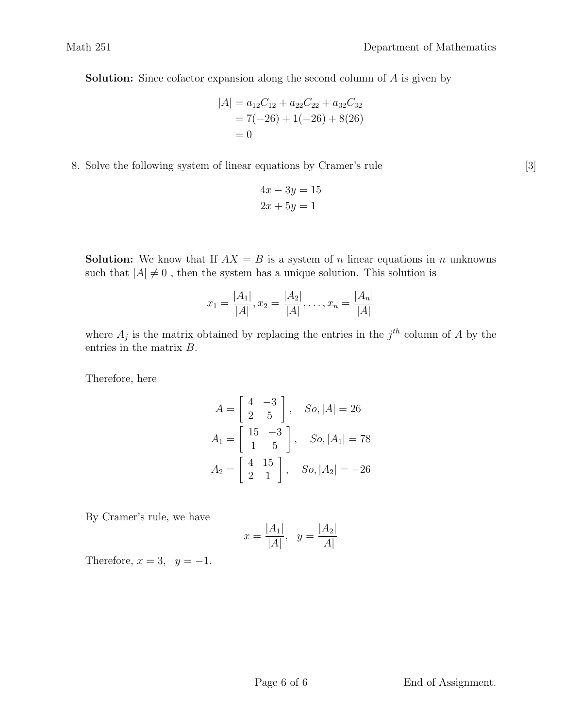**Solution:** Since cofactor expansion along the second column of $A$ is given by

$$
\begin{aligned}
|A| &= a_{12}C_{12} + a_{22}C_{22} + a_{32}C_{32} \\
&= 7(-26) + 1(-26) + 8(26) \\
&= 0
\end{aligned}
$$

8. Solve the following system of linear equations by Cramer's rule [3]

$$
\begin{aligned}
4x - 3y &= 15 \\
2x + 5y &= 1
\end{aligned}
$$

**Solution:** We know that If $AX = B$ is a system of $n$ linear equations in $n$ unknowns such that $|A| \neq 0$ , then the system has a unique solution. This solution is

$$x_1 = \frac{|A_1|}{|A|}, x_2 = \frac{|A_2|}{|A|}, \ldots, x_n = \frac{|A_n|}{|A|}$$

where $A_j$ is the matrix obtained by replacing the entries in the $j^{th}$ column of $A$ by the entries in the matrix $B$.

Therefore, here

$$
\begin{aligned}
A &= \begin{bmatrix} 4 & -3 \\ 2 & 5 \end{bmatrix}, \quad So, |A| = 26 \\
A_1 &= \begin{bmatrix} 15 & -3 \\ 1 & 5 \end{bmatrix}, \quad So, |A_1| = 78 \\
A_2 &= \begin{bmatrix} 4 & 15 \\ 2 & 1 \end{bmatrix}, \quad So, |A_2| = -26
\end{aligned}
$$

By Cramer's rule, we have

$$x = \frac{|A_1|}{|A|}, \quad y = \frac{|A_2|}{|A|}$$

Therefore, $x = 3, \quad y = -1$.

End of Assignment.